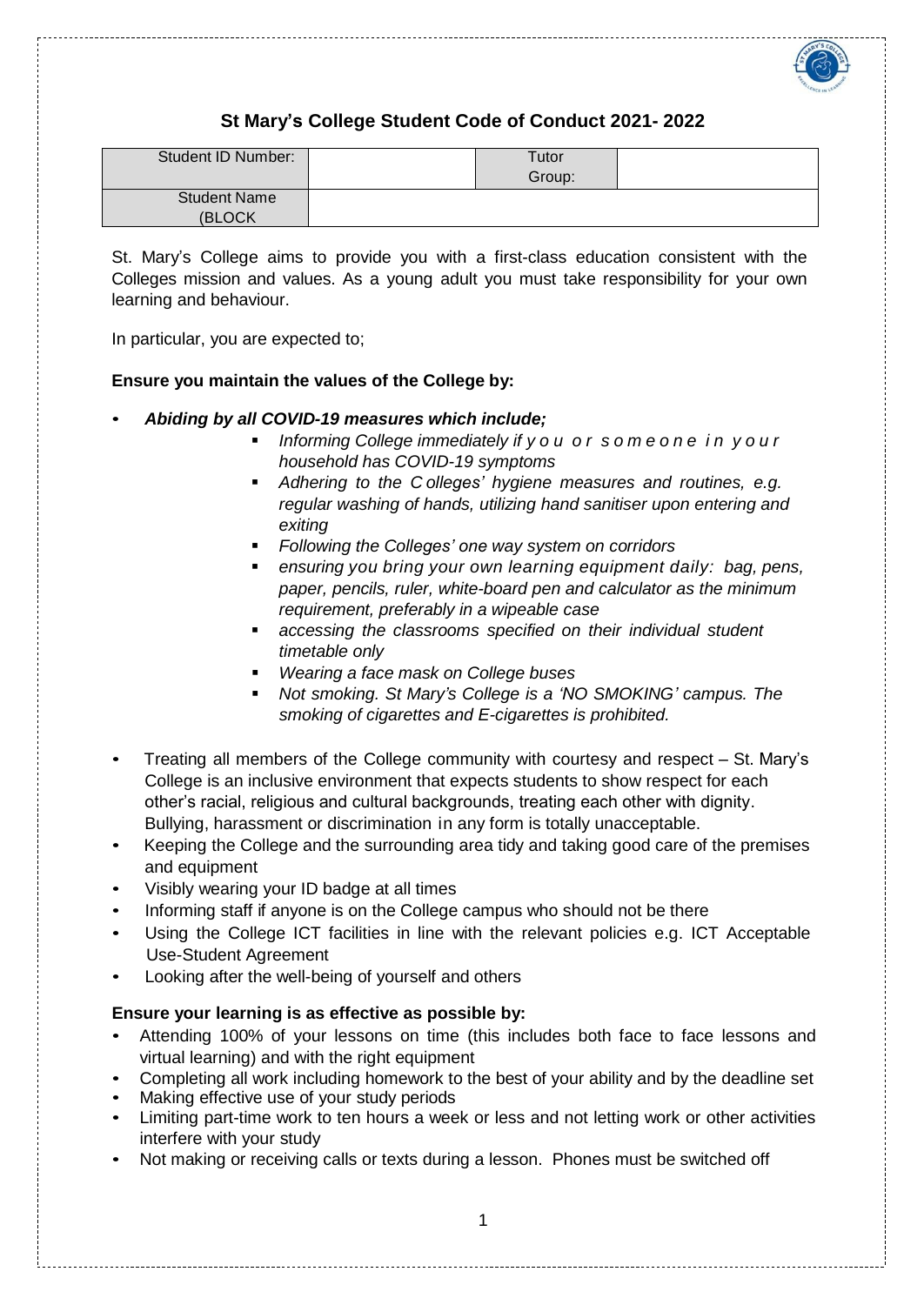# St Mary's College Student Code of Conduct 2021- 2022

| Student ID Number: | | Tutor Group: | |
|---|---|---|---|
| Student Name (BLOCK | | | |

St. Mary's College aims to provide you with a first-class education consistent with the Colleges mission and values. As a young adult you must take responsibility for your own learning and behaviour.

In particular, you are expected to;

**Ensure you maintain the values of the College by:**

- ***Abiding by all COVID-19 measures which include;***
  - *Informing College immediately if you or someone in your household has COVID-19 symptoms*
  - *Adhering to the Colleges' hygiene measures and routines, e.g. regular washing of hands, utilizing hand sanitiser upon entering and exiting*
  - *Following the Colleges' one way system on corridors*
  - *ensuring you bring your own learning equipment daily: bag, pens, paper, pencils, ruler, white-board pen and calculator as the minimum requirement, preferably in a wipeable case*
  - *accessing the classrooms specified on their individual student timetable only*
  - *Wearing a face mask on College buses*
  - *Not smoking. St Mary's College is a 'NO SMOKING' campus. The smoking of cigarettes and E-cigarettes is prohibited.*
- Treating all members of the College community with courtesy and respect – St. Mary's College is an inclusive environment that expects students to show respect for each other's racial, religious and cultural backgrounds, treating each other with dignity. Bullying, harassment or discrimination in any form is totally unacceptable.
- Keeping the College and the surrounding area tidy and taking good care of the premises and equipment
- Visibly wearing your ID badge at all times
- Informing staff if anyone is on the College campus who should not be there
- Using the College ICT facilities in line with the relevant policies e.g. ICT Acceptable Use-Student Agreement
- Looking after the well-being of yourself and others

**Ensure your learning is as effective as possible by:**

- Attending 100% of your lessons on time (this includes both face to face lessons and virtual learning) and with the right equipment
- Completing all work including homework to the best of your ability and by the deadline set
- Making effective use of your study periods
- Limiting part-time work to ten hours a week or less and not letting work or other activities interfere with your study
- Not making or receiving calls or texts during a lesson. Phones must be switched off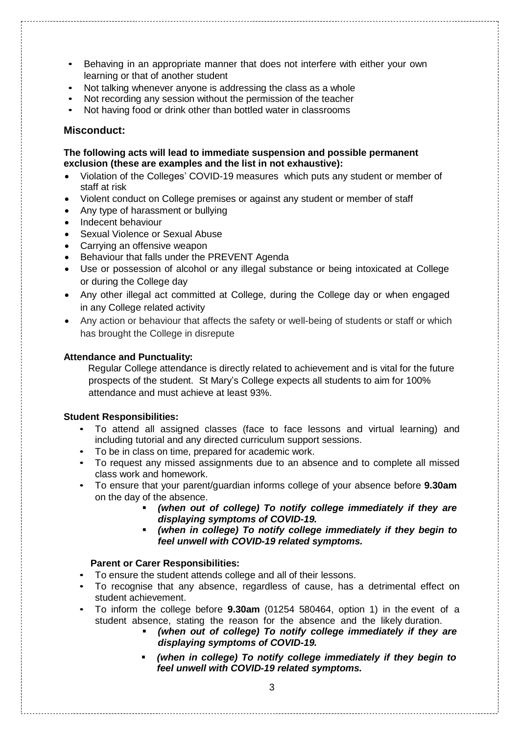- Behaving in an appropriate manner that does not interfere with either your own learning or that of another student
- Not talking whenever anyone is addressing the class as a whole
- Not recording any session without the permission of the teacher
- Not having food or drink other than bottled water in classrooms

## Misconduct:

**The following acts will lead to immediate suspension and possible permanent exclusion (these are examples and the list in not exhaustive):**

- Violation of the Colleges' COVID-19 measures which puts any student or member of staff at risk
- Violent conduct on College premises or against any student or member of staff
- Any type of harassment or bullying
- Indecent behaviour
- Sexual Violence or Sexual Abuse
- Carrying an offensive weapon
- Behaviour that falls under the PREVENT Agenda
- Use or possession of alcohol or any illegal substance or being intoxicated at College or during the College day
- Any other illegal act committed at College, during the College day or when engaged in any College related activity
- Any action or behaviour that affects the safety or well-being of students or staff or which has brought the College in disrepute

**Attendance and Punctuality:**

Regular College attendance is directly related to achievement and is vital for the future prospects of the student. St Mary's College expects all students to aim for 100% attendance and must achieve at least 93%.

**Student Responsibilities:**

- To attend all assigned classes (face to face lessons and virtual learning) and including tutorial and any directed curriculum support sessions.
- To be in class on time, prepared for academic work.
- To request any missed assignments due to an absence and to complete all missed class work and homework.
- To ensure that your parent/guardian informs college of your absence before **9.30am** on the day of the absence.
  - ***(when out of college) To notify college immediately if they are displaying symptoms of COVID-19.***
  - ***(when in college) To notify college immediately if they begin to feel unwell with COVID-19 related symptoms.***

**Parent or Carer Responsibilities:**

- To ensure the student attends college and all of their lessons.
- To recognise that any absence, regardless of cause, has a detrimental effect on student achievement.
- To inform the college before **9.30am** (01254 580464, option 1) in the event of a student absence, stating the reason for the absence and the likely duration.
  - ***(when out of college) To notify college immediately if they are displaying symptoms of COVID-19.***
  - ***(when in college) To notify college immediately if they begin to feel unwell with COVID-19 related symptoms.***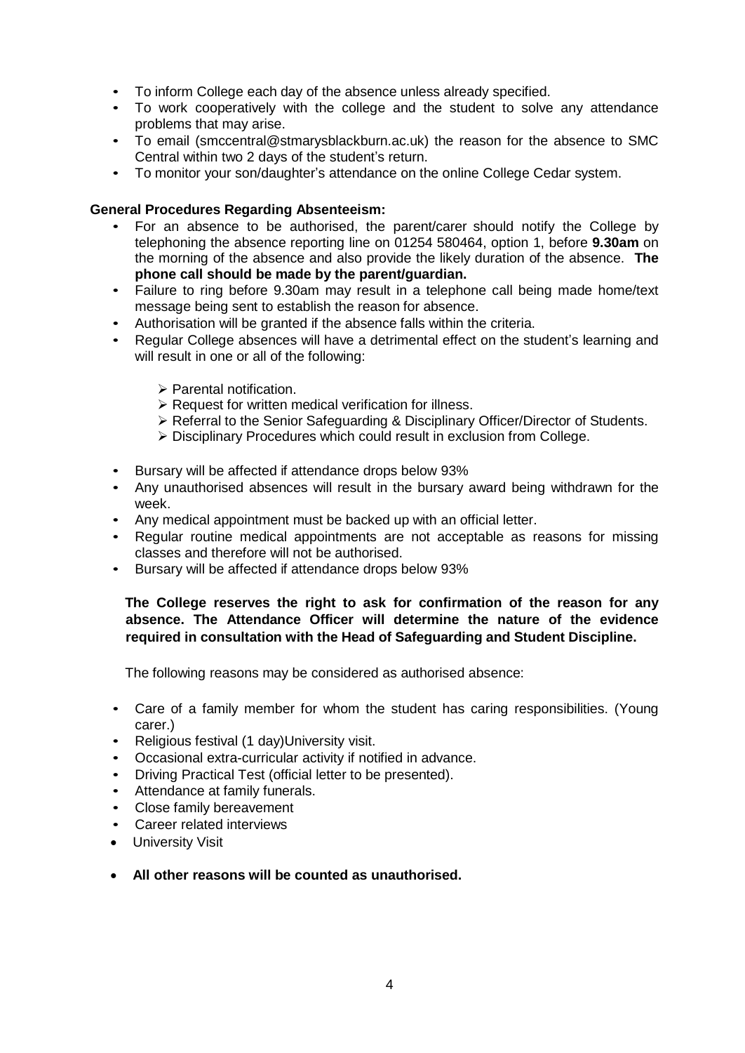- To inform College each day of the absence unless already specified.
- To work cooperatively with the college and the student to solve any attendance problems that may arise.
- To email (smccentral@stmarysblackburn.ac.uk) the reason for the absence to SMC Central within two 2 days of the student's return.
- To monitor your son/daughter's attendance on the online College Cedar system.

**General Procedures Regarding Absenteeism:**

- For an absence to be authorised, the parent/carer should notify the College by telephoning the absence reporting line on 01254 580464, option 1, before **9.30am** on the morning of the absence and also provide the likely duration of the absence. **The phone call should be made by the parent/guardian.**
- Failure to ring before 9.30am may result in a telephone call being made home/text message being sent to establish the reason for absence.
- Authorisation will be granted if the absence falls within the criteria.
- Regular College absences will have a detrimental effect on the student's learning and will result in one or all of the following:
  - Parental notification.
  - Request for written medical verification for illness.
  - Referral to the Senior Safeguarding & Disciplinary Officer/Director of Students.
  - Disciplinary Procedures which could result in exclusion from College.
- Bursary will be affected if attendance drops below 93%
- Any unauthorised absences will result in the bursary award being withdrawn for the week.
- Any medical appointment must be backed up with an official letter.
- Regular routine medical appointments are not acceptable as reasons for missing classes and therefore will not be authorised.
- Bursary will be affected if attendance drops below 93%

**The College reserves the right to ask for confirmation of the reason for any absence. The Attendance Officer will determine the nature of the evidence required in consultation with the Head of Safeguarding and Student Discipline.**

The following reasons may be considered as authorised absence:

- Care of a family member for whom the student has caring responsibilities. (Young carer.)
- Religious festival (1 day)University visit.
- Occasional extra-curricular activity if notified in advance.
- Driving Practical Test (official letter to be presented).
- Attendance at family funerals.
- Close family bereavement
- Career related interviews
- University Visit
- **All other reasons will be counted as unauthorised.**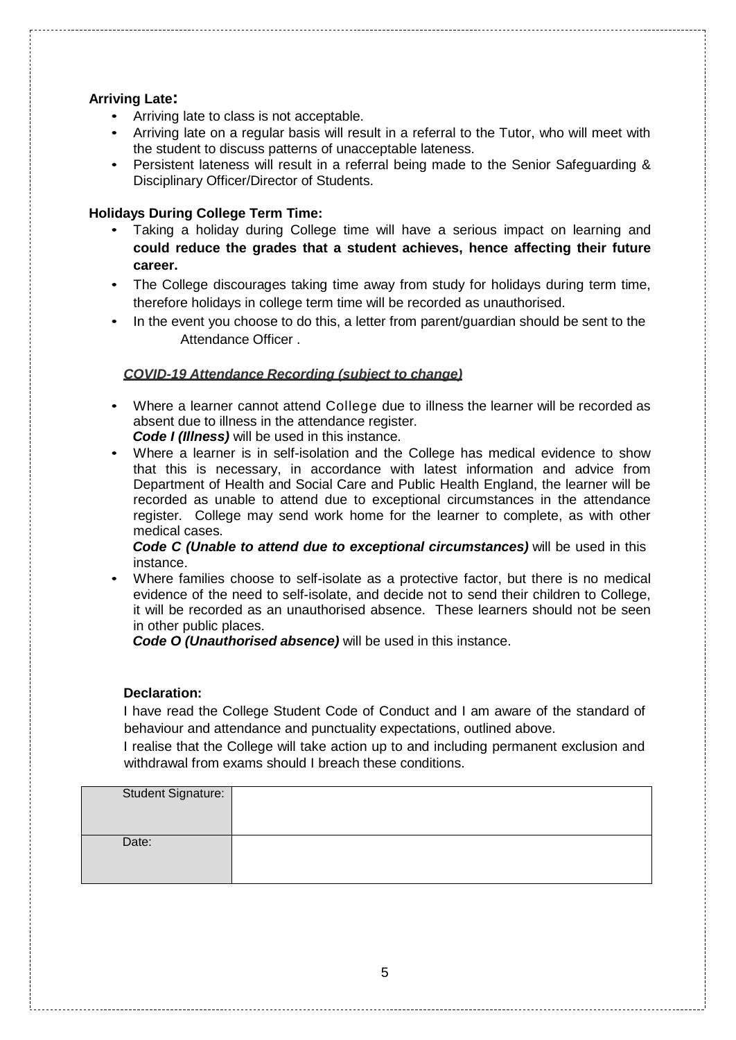**Arriving Late:**

- Arriving late to class is not acceptable.
- Arriving late on a regular basis will result in a referral to the Tutor, who will meet with the student to discuss patterns of unacceptable lateness.
- Persistent lateness will result in a referral being made to the Senior Safeguarding & Disciplinary Officer/Director of Students.

**Holidays During College Term Time:**

- Taking a holiday during College time will have a serious impact on learning and **could reduce the grades that a student achieves, hence affecting their future career.**
- The College discourages taking time away from study for holidays during term time, therefore holidays in college term time will be recorded as unauthorised.
- In the event you choose to do this, a letter from parent/guardian should be sent to the Attendance Officer .

***COVID-19 Attendance Recording (subject to change)***

- Where a learner cannot attend College due to illness the learner will be recorded as absent due to illness in the attendance register.
  ***Code I (Illness)*** will be used in this instance.
- Where a learner is in self-isolation and the College has medical evidence to show that this is necessary, in accordance with latest information and advice from Department of Health and Social Care and Public Health England, the learner will be recorded as unable to attend due to exceptional circumstances in the attendance register. College may send work home for the learner to complete, as with other medical cases.
  ***Code C (Unable to attend due to exceptional circumstances)*** will be used in this instance.
- Where families choose to self-isolate as a protective factor, but there is no medical evidence of the need to self-isolate, and decide not to send their children to College, it will be recorded as an unauthorised absence. These learners should not be seen in other public places.
  ***Code O (Unauthorised absence)*** will be used in this instance.

**Declaration:**

I have read the College Student Code of Conduct and I am aware of the standard of behaviour and attendance and punctuality expectations, outlined above.

I realise that the College will take action up to and including permanent exclusion and withdrawal from exams should I breach these conditions.

| | |
|---|---|
| Student Signature: | |
| Date: | |